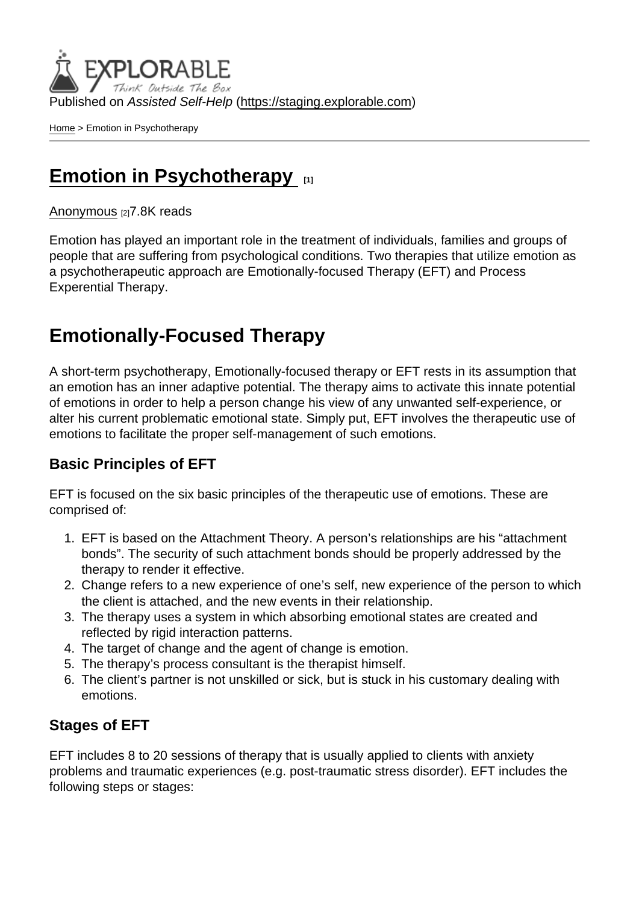Published on *Assisted Self-Help* (https://staging.explorable.com)

Home > Emotion in Psychotherapy

# Emotion in Psychotherapy [1]

Anonymous [2] 7.8K reads

Emotion has played an important role in the treatment of individuals, families and groups of people that are suffering from psychological conditions. Two therapies that utilize emotion as a psychotherapeutic approach are Emotionally-focused Therapy (EFT) and Process Experential Therapy.

## Emotionally-Focused Therapy

A short-term psychotherapy, Emotionally-focused therapy or EFT rests in its assumption that an emotion has an inner adaptive potential. The therapy aims to activate this innate potential of emotions in order to help a person change his view of any unwanted self-experience, or alter his current problematic emotional state. Simply put, EFT involves the therapeutic use of emotions to facilitate the proper self-management of such emotions.

### Basic Principles of EFT

EFT is focused on the six basic principles of the therapeutic use of emotions. These are comprised of:

1. EFT is based on the Attachment Theory. A person's relationships are his "attachment bonds". The security of such attachment bonds should be properly addressed by the therapy to render it effective.
2. Change refers to a new experience of one's self, new experience of the person to which the client is attached, and the new events in their relationship.
3. The therapy uses a system in which absorbing emotional states are created and reflected by rigid interaction patterns.
4. The target of change and the agent of change is emotion.
5. The therapy's process consultant is the therapist himself.
6. The client's partner is not unskilled or sick, but is stuck in his customary dealing with emotions.

### Stages of EFT

EFT includes 8 to 20 sessions of therapy that is usually applied to clients with anxiety problems and traumatic experiences (e.g. post-traumatic stress disorder). EFT includes the following steps or stages: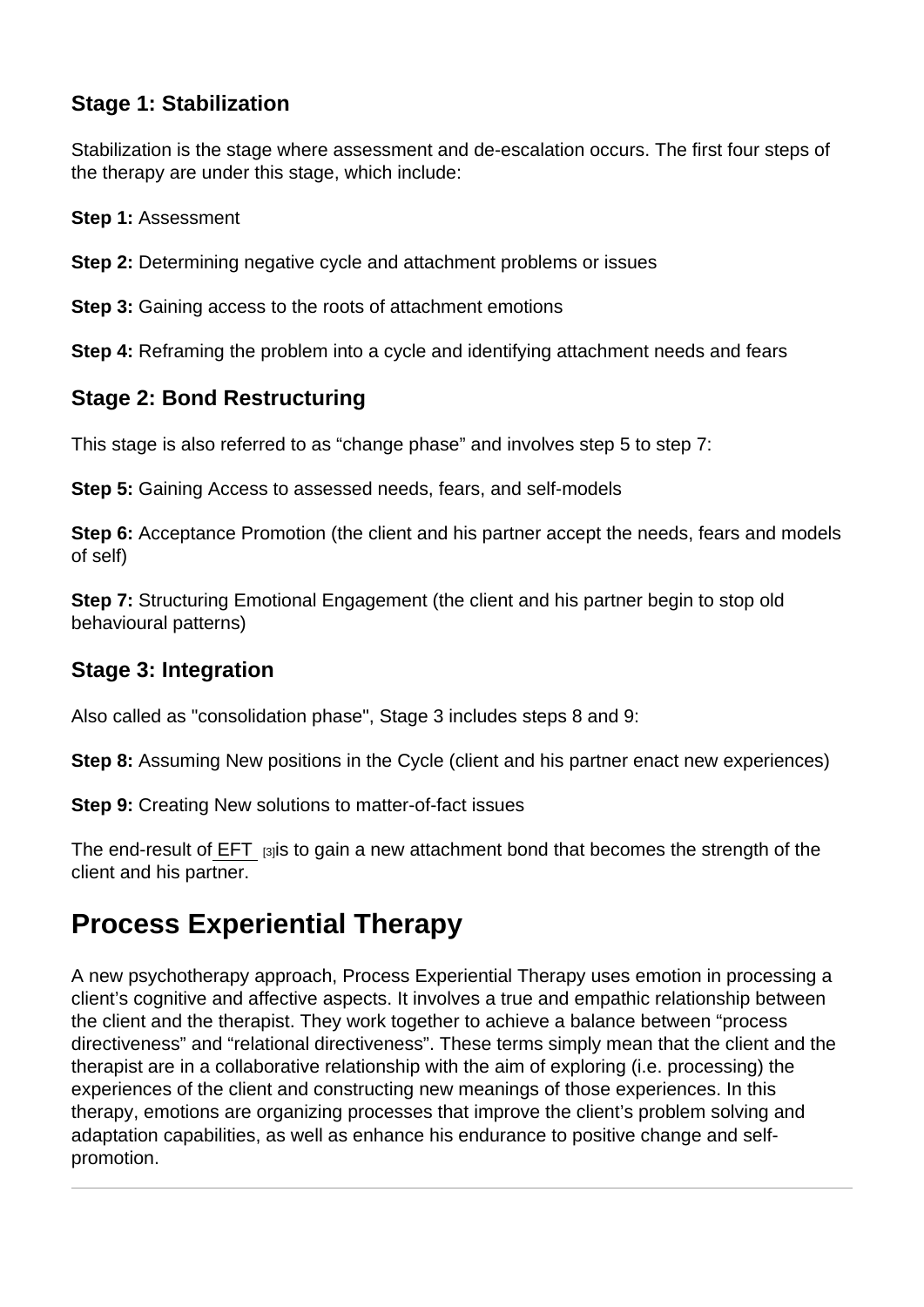### Stage 1: Stabilization

Stabilization is the stage where assessment and de-escalation occurs. The first four steps of the therapy are under this stage, which include:

**Step 1:** Assessment

**Step 2:** Determining negative cycle and attachment problems or issues

**Step 3:** Gaining access to the roots of attachment emotions

**Step 4:** Reframing the problem into a cycle and identifying attachment needs and fears

### Stage 2: Bond Restructuring

This stage is also referred to as "change phase" and involves step 5 to step 7:

**Step 5:** Gaining Access to assessed needs, fears, and self-models

**Step 6:** Acceptance Promotion (the client and his partner accept the needs, fears and models of self)

**Step 7:** Structuring Emotional Engagement (the client and his partner begin to stop old behavioural patterns)

### Stage 3: Integration

Also called as "consolidation phase", Stage 3 includes steps 8 and 9:

**Step 8:** Assuming New positions in the Cycle (client and his partner enact new experiences)

**Step 9:** Creating New solutions to matter-of-fact issues

The end-result of EFT [3] is to gain a new attachment bond that becomes the strength of the client and his partner.

## Process Experiential Therapy

A new psychotherapy approach, Process Experiential Therapy uses emotion in processing a client's cognitive and affective aspects. It involves a true and empathic relationship between the client and the therapist. They work together to achieve a balance between "process directiveness" and "relational directiveness". These terms simply mean that the client and the therapist are in a collaborative relationship with the aim of exploring (i.e. processing) the experiences of the client and constructing new meanings of those experiences. In this therapy, emotions are organizing processes that improve the client's problem solving and adaptation capabilities, as well as enhance his endurance to positive change and self-promotion.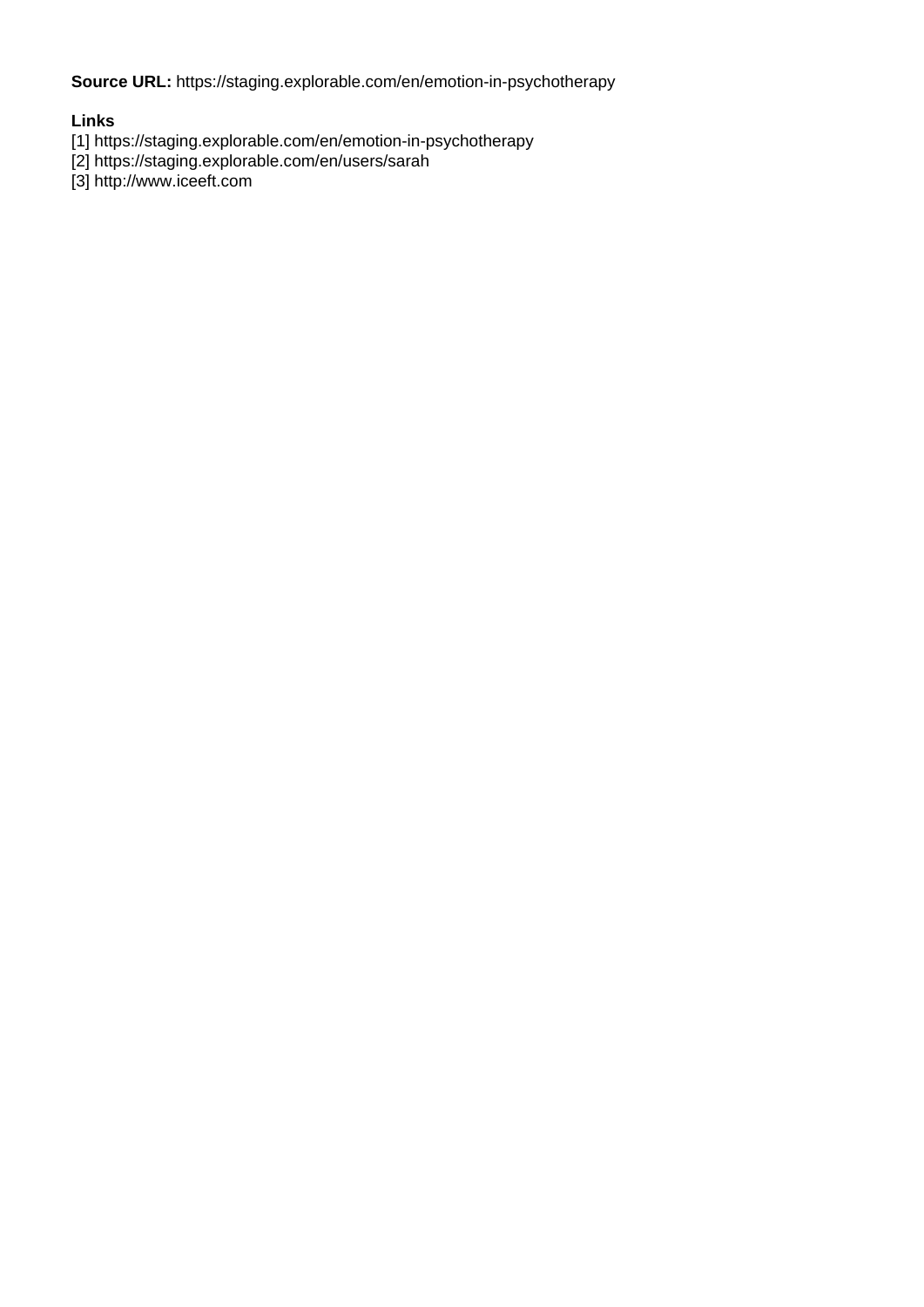**Source URL:** https://staging.explorable.com/en/emotion-in-psychotherapy

**Links**

[1] https://staging.explorable.com/en/emotion-in-psychotherapy
[2] https://staging.explorable.com/en/users/sarah
[3] http://www.iceeft.com